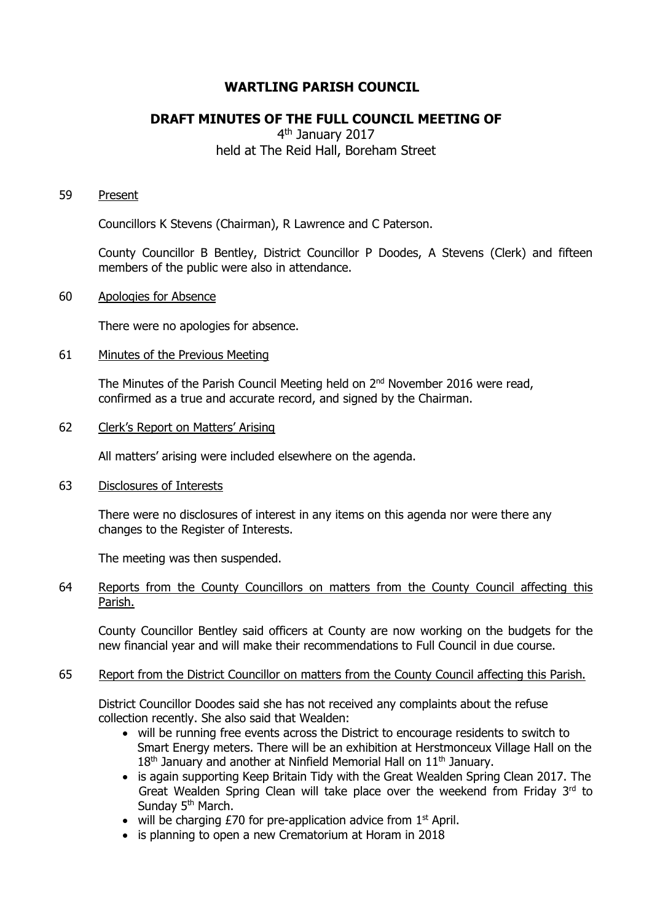# WARTLING PARISH COUNCIL

## DRAFT MINUTES OF THE FULL COUNCIL MEETING OF

4th January 2017
held at The Reid Hall, Boreham Street

59 Present

Councillors K Stevens (Chairman), R Lawrence and C Paterson.

County Councillor B Bentley, District Councillor P Doodes, A Stevens (Clerk) and fifteen members of the public were also in attendance.

60 Apologies for Absence

There were no apologies for absence.

61 Minutes of the Previous Meeting

The Minutes of the Parish Council Meeting held on 2nd November 2016 were read, confirmed as a true and accurate record, and signed by the Chairman.

62 Clerk's Report on Matters' Arising

All matters' arising were included elsewhere on the agenda.

63 Disclosures of Interests

There were no disclosures of interest in any items on this agenda nor were there any changes to the Register of Interests.

The meeting was then suspended.

64 Reports from the County Councillors on matters from the County Council affecting this Parish.

County Councillor Bentley said officers at County are now working on the budgets for the new financial year and will make their recommendations to Full Council in due course.

65 Report from the District Councillor on matters from the County Council affecting this Parish.

District Councillor Doodes said she has not received any complaints about the refuse collection recently. She also said that Wealden:

- will be running free events across the District to encourage residents to switch to Smart Energy meters. There will be an exhibition at Herstmonceux Village Hall on the 18th January and another at Ninfield Memorial Hall on 11th January.
- is again supporting Keep Britain Tidy with the Great Wealden Spring Clean 2017. The Great Wealden Spring Clean will take place over the weekend from Friday 3rd to Sunday 5th March.
- will be charging £70 for pre-application advice from 1st April.
- is planning to open a new Crematorium at Horam in 2018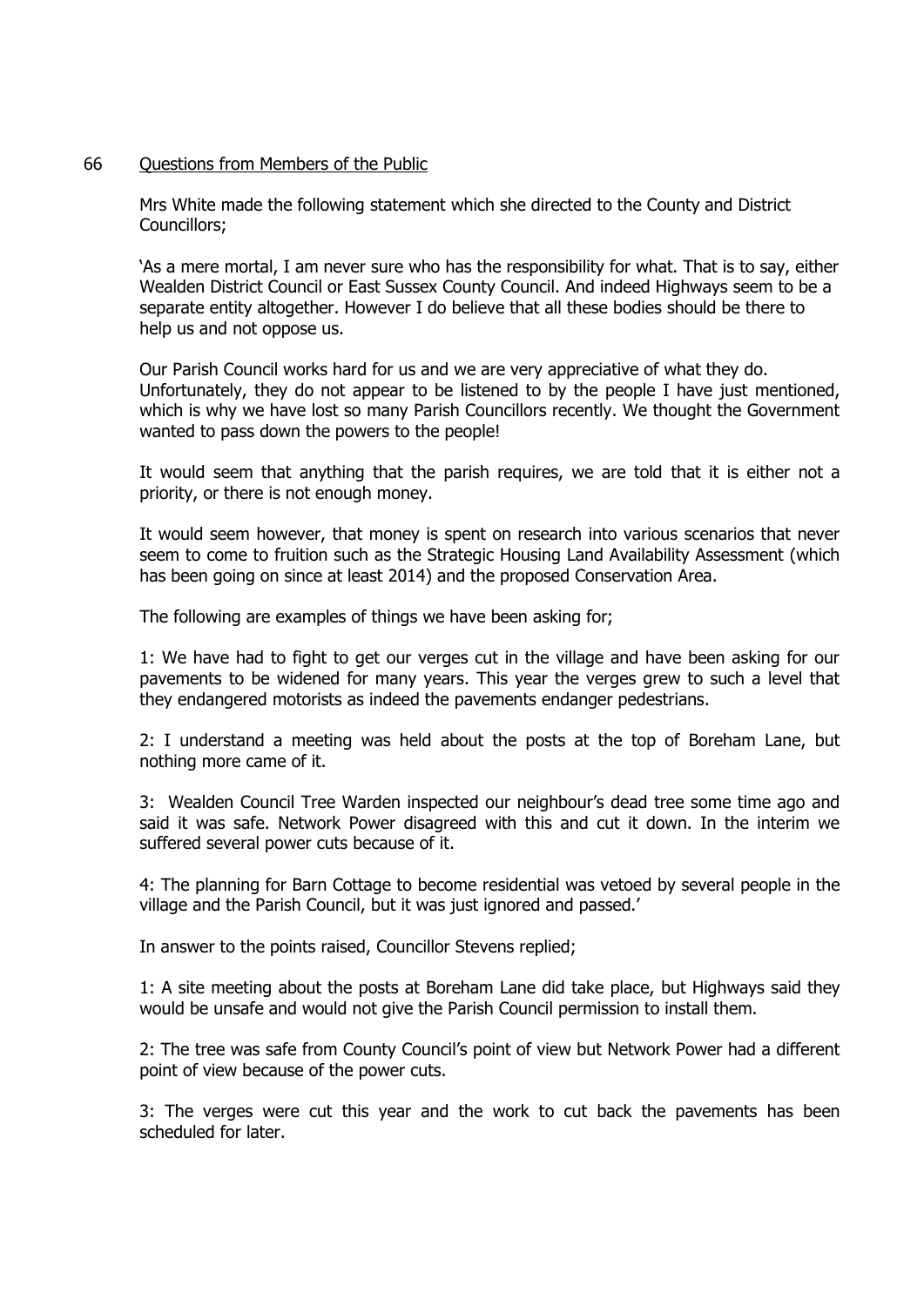66 <u>Questions from Members of the Public</u>

Mrs White made the following statement which she directed to the County and District Councillors;

'As a mere mortal, I am never sure who has the responsibility for what. That is to say, either Wealden District Council or East Sussex County Council. And indeed Highways seem to be a separate entity altogether. However I do believe that all these bodies should be there to help us and not oppose us.

Our Parish Council works hard for us and we are very appreciative of what they do. Unfortunately, they do not appear to be listened to by the people I have just mentioned, which is why we have lost so many Parish Councillors recently. We thought the Government wanted to pass down the powers to the people!

It would seem that anything that the parish requires, we are told that it is either not a priority, or there is not enough money.

It would seem however, that money is spent on research into various scenarios that never seem to come to fruition such as the Strategic Housing Land Availability Assessment (which has been going on since at least 2014) and the proposed Conservation Area.

The following are examples of things we have been asking for;

1: We have had to fight to get our verges cut in the village and have been asking for our pavements to be widened for many years. This year the verges grew to such a level that they endangered motorists as indeed the pavements endanger pedestrians.

2: I understand a meeting was held about the posts at the top of Boreham Lane, but nothing more came of it.

3: Wealden Council Tree Warden inspected our neighbour's dead tree some time ago and said it was safe. Network Power disagreed with this and cut it down. In the interim we suffered several power cuts because of it.

4: The planning for Barn Cottage to become residential was vetoed by several people in the village and the Parish Council, but it was just ignored and passed.'

In answer to the points raised, Councillor Stevens replied;

1: A site meeting about the posts at Boreham Lane did take place, but Highways said they would be unsafe and would not give the Parish Council permission to install them.

2: The tree was safe from County Council's point of view but Network Power had a different point of view because of the power cuts.

3: The verges were cut this year and the work to cut back the pavements has been scheduled for later.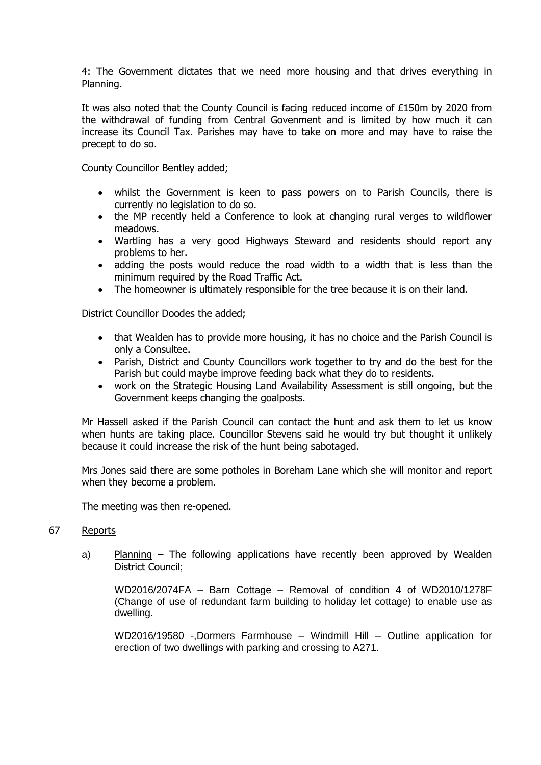4: The Government dictates that we need more housing and that drives everything in Planning.

It was also noted that the County Council is facing reduced income of £150m by 2020 from the withdrawal of funding from Central Govenment and is limited by how much it can increase its Council Tax. Parishes may have to take on more and may have to raise the precept to do so.

County Councillor Bentley added;

- whilst the Government is keen to pass powers on to Parish Councils, there is currently no legislation to do so.
- the MP recently held a Conference to look at changing rural verges to wildflower meadows.
- Wartling has a very good Highways Steward and residents should report any problems to her.
- adding the posts would reduce the road width to a width that is less than the minimum required by the Road Traffic Act.
- The homeowner is ultimately responsible for the tree because it is on their land.

District Councillor Doodes the added;

- that Wealden has to provide more housing, it has no choice and the Parish Council is only a Consultee.
- Parish, District and County Councillors work together to try and do the best for the Parish but could maybe improve feeding back what they do to residents.
- work on the Strategic Housing Land Availability Assessment is still ongoing, but the Government keeps changing the goalposts.

Mr Hassell asked if the Parish Council can contact the hunt and ask them to let us know when hunts are taking place. Councillor Stevens said he would try but thought it unlikely because it could increase the risk of the hunt being sabotaged.

Mrs Jones said there are some potholes in Boreham Lane which she will monitor and report when they become a problem.

The meeting was then re-opened.

67 Reports

a) Planning – The following applications have recently been approved by Wealden District Council;

WD2016/2074FA – Barn Cottage – Removal of condition 4 of WD2010/1278F (Change of use of redundant farm building to holiday let cottage) to enable use as dwelling.

WD2016/19580 -,Dormers Farmhouse – Windmill Hill – Outline application for erection of two dwellings with parking and crossing to A271.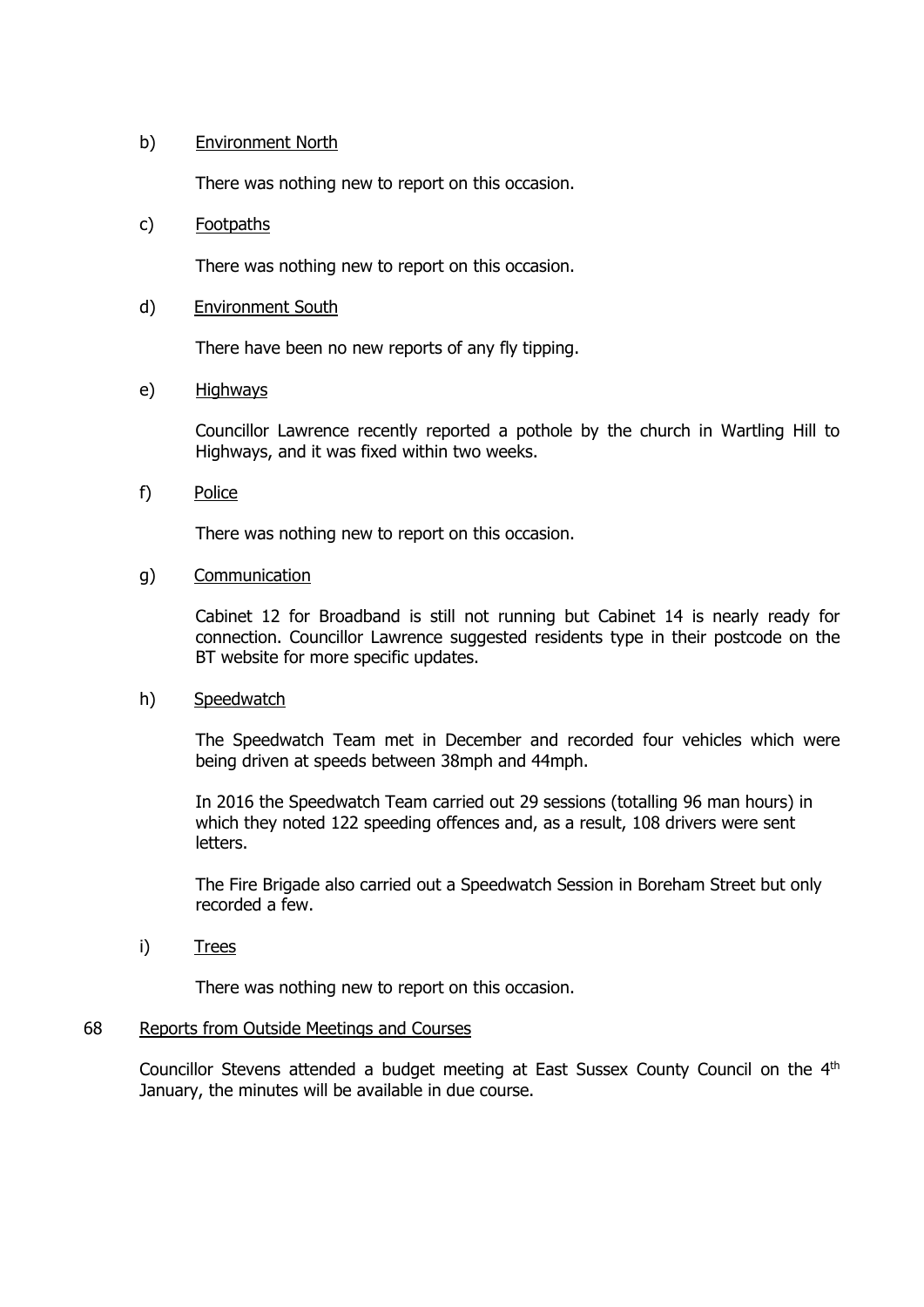b) Environment North

There was nothing new to report on this occasion.

c) Footpaths

There was nothing new to report on this occasion.

d) Environment South

There have been no new reports of any fly tipping.

e) Highways

Councillor Lawrence recently reported a pothole by the church in Wartling Hill to Highways, and it was fixed within two weeks.

f) Police

There was nothing new to report on this occasion.

g) Communication

Cabinet 12 for Broadband is still not running but Cabinet 14 is nearly ready for connection. Councillor Lawrence suggested residents type in their postcode on the BT website for more specific updates.

h) Speedwatch

The Speedwatch Team met in December and recorded four vehicles which were being driven at speeds between 38mph and 44mph.

In 2016 the Speedwatch Team carried out 29 sessions (totalling 96 man hours) in which they noted 122 speeding offences and, as a result, 108 drivers were sent letters.

The Fire Brigade also carried out a Speedwatch Session in Boreham Street but only recorded a few.

i) Trees

There was nothing new to report on this occasion.

68 Reports from Outside Meetings and Courses

Councillor Stevens attended a budget meeting at East Sussex County Council on the 4th January, the minutes will be available in due course.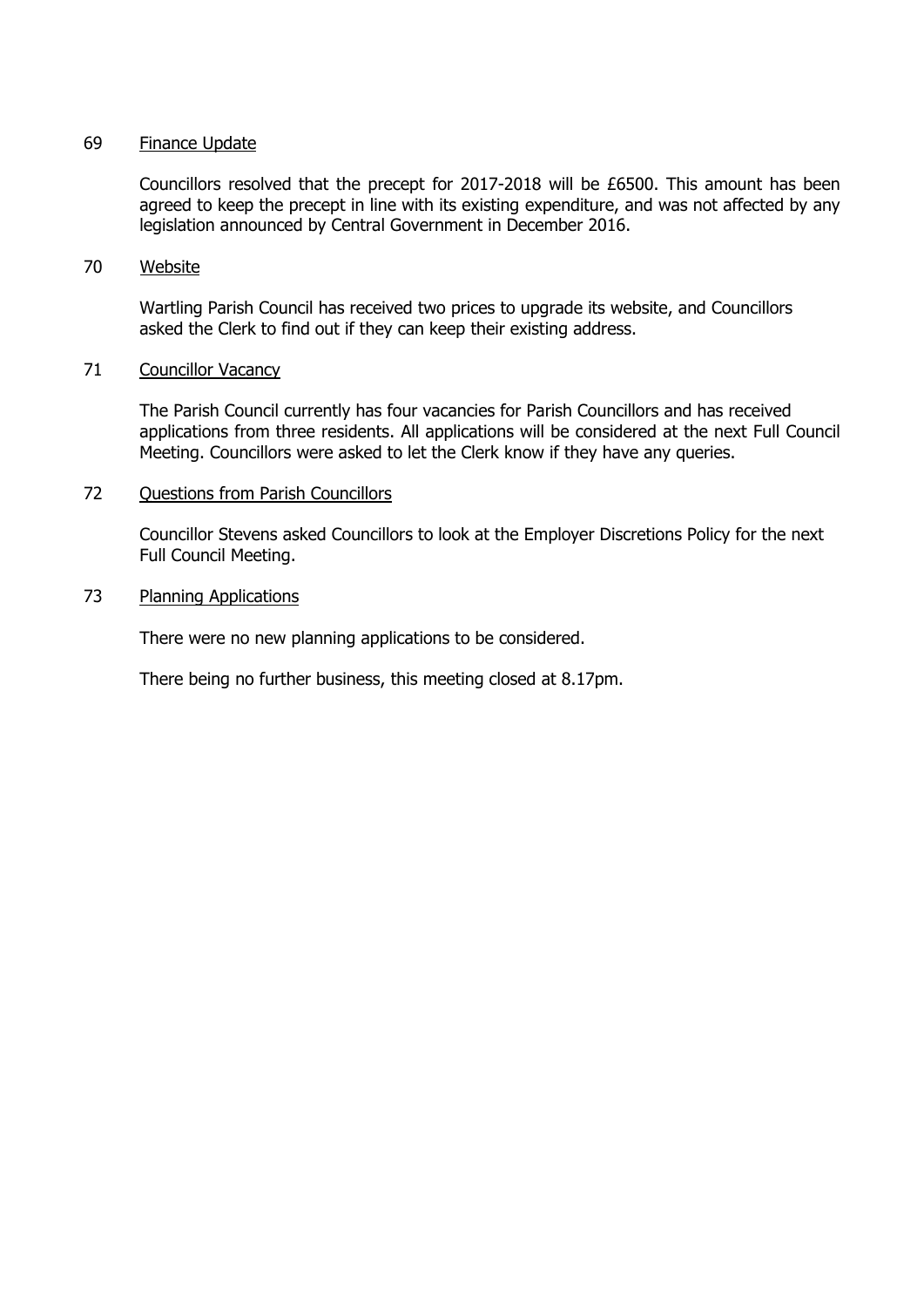69 <u>Finance Update</u>

Councillors resolved that the precept for 2017-2018 will be £6500. This amount has been agreed to keep the precept in line with its existing expenditure, and was not affected by any legislation announced by Central Government in December 2016.

70 <u>Website</u>

Wartling Parish Council has received two prices to upgrade its website, and Councillors asked the Clerk to find out if they can keep their existing address.

71 <u>Councillor Vacancy</u>

The Parish Council currently has four vacancies for Parish Councillors and has received applications from three residents. All applications will be considered at the next Full Council Meeting. Councillors were asked to let the Clerk know if they have any queries.

72 <u>Questions from Parish Councillors</u>

Councillor Stevens asked Councillors to look at the Employer Discretions Policy for the next Full Council Meeting.

73 <u>Planning Applications</u>

There were no new planning applications to be considered.

There being no further business, this meeting closed at 8.17pm.